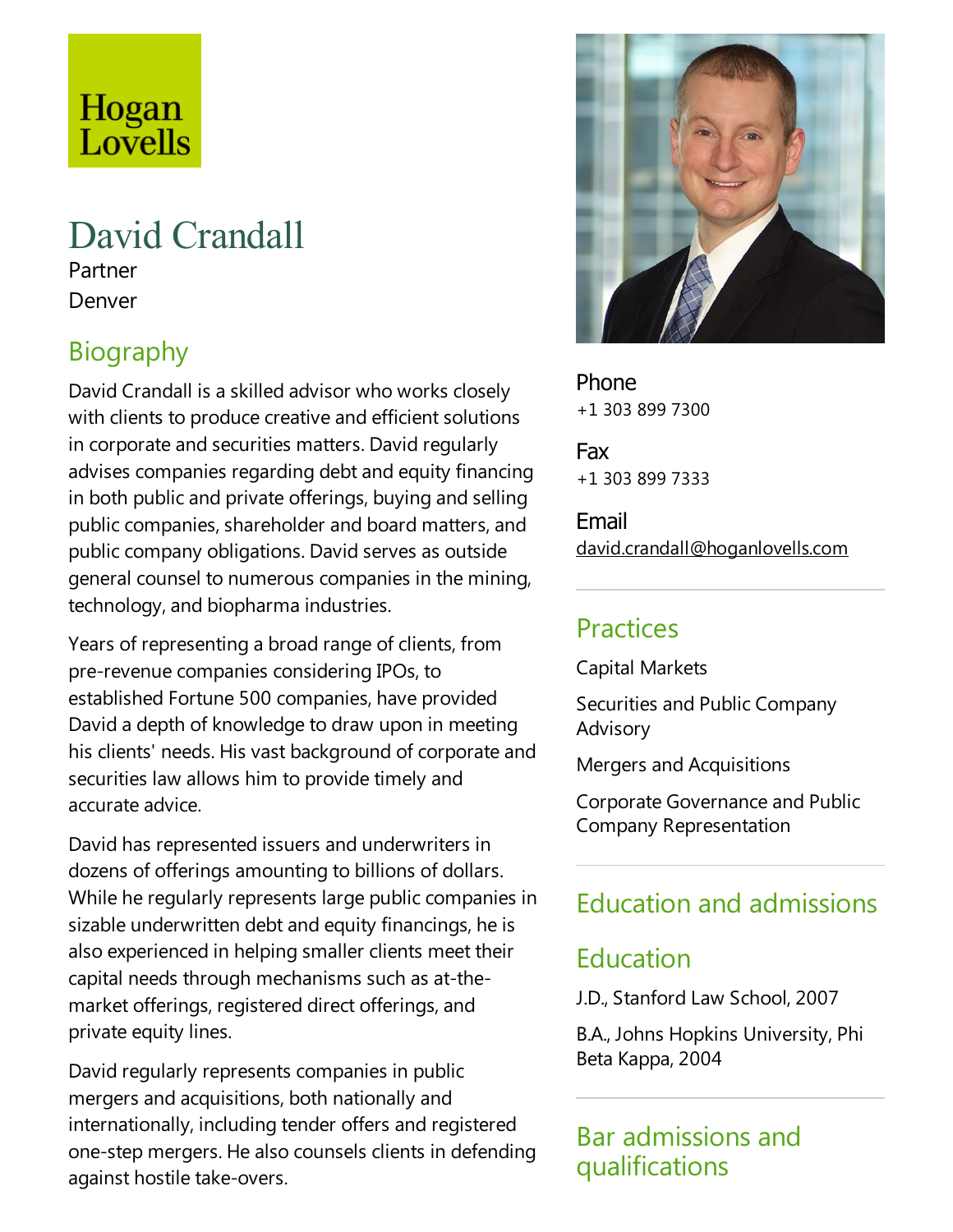Hogan Lovells

# David Crandall

Partner

Denver

## Biography

David Crandall is a skilled advisor who works closely with clients to produce creative and efficient solutions in corporate and securities matters. David regularly advises companies regarding debt and equity financing in both public and private offerings, buying and selling public companies, shareholder and board matters, and public company obligations. David serves as outside general counsel to numerous companies in the mining, technology, and biopharma industries.

Years of representing a broad range of clients, from pre-revenue companies considering IPOs, to established Fortune 500 companies, have provided David a depth of knowledge to draw upon in meeting his clients' needs. His vast background of corporate and securities law allows him to provide timely and accurate advice.

David has represented issuers and underwriters in dozens of offerings amounting to billions of dollars. While he regularly represents large public companies in sizable underwritten debt and equity financings, he is also experienced in helping smaller clients meet their capital needs through mechanisms such as at-the-market offerings, registered direct offerings, and private equity lines.

David regularly represents companies in public mergers and acquisitions, both nationally and internationally, including tender offers and registered one-step mergers. He also counsels clients in defending against hostile take-overs.

Phone

+1 303 899 7300

Fax

+1 303 899 7333

Email

david.crandall@hoganlovells.com

## Practices

Capital Markets

Securities and Public Company Advisory

Mergers and Acquisitions

Corporate Governance and Public Company Representation

## Education and admissions

## Education

J.D., Stanford Law School, 2007

B.A., Johns Hopkins University, Phi Beta Kappa, 2004

## Bar admissions and qualifications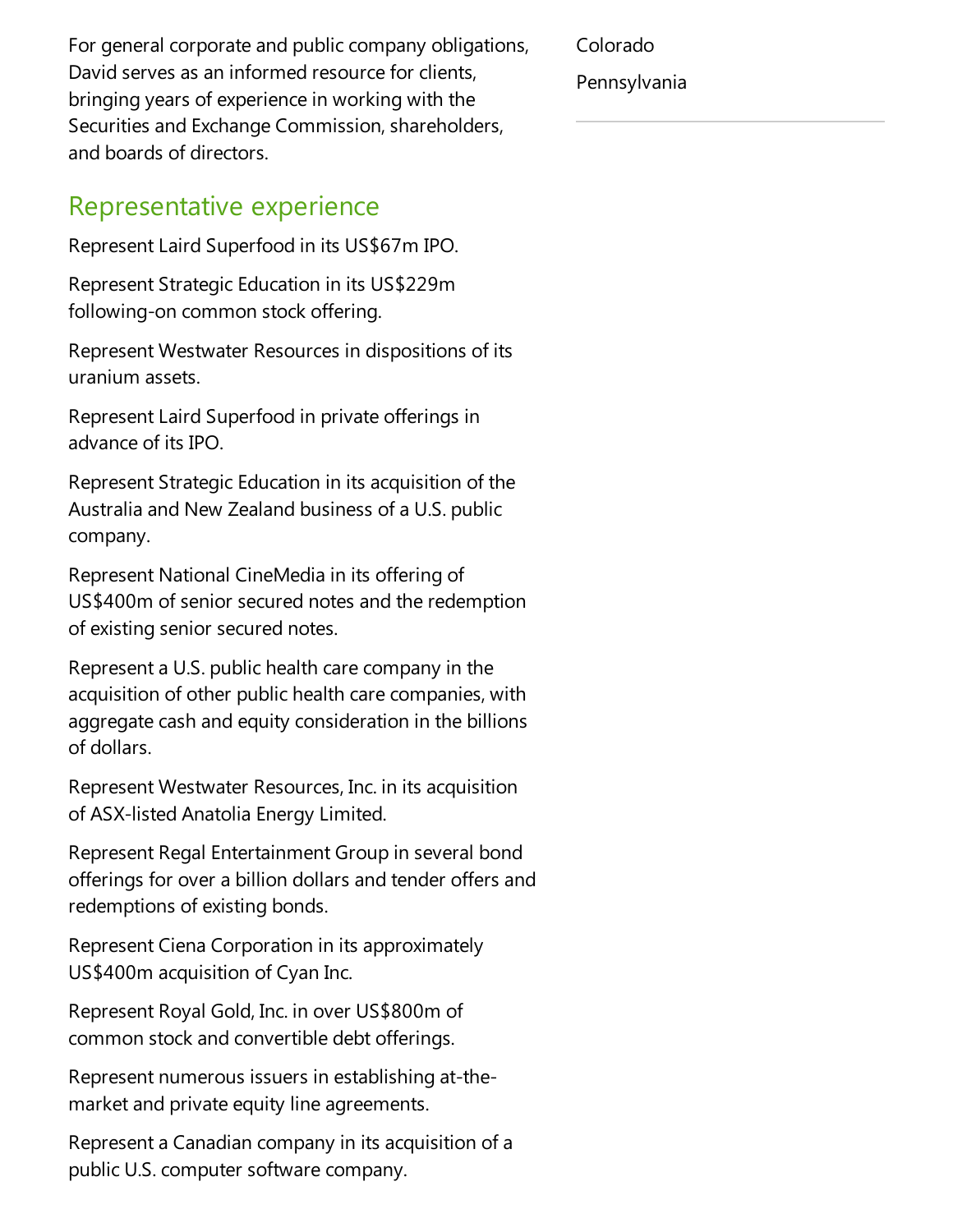For general corporate and public company obligations, David serves as an informed resource for clients, bringing years of experience in working with the Securities and Exchange Commission, shareholders, and boards of directors.

## Representative experience

Represent Laird Superfood in its US$67m IPO.

Represent Strategic Education in its US$229m following-on common stock offering.

Represent Westwater Resources in dispositions of its uranium assets.

Represent Laird Superfood in private offerings in advance of its IPO.

Represent Strategic Education in its acquisition of the Australia and New Zealand business of a U.S. public company.

Represent National CineMedia in its offering of US$400m of senior secured notes and the redemption of existing senior secured notes.

Represent a U.S. public health care company in the acquisition of other public health care companies, with aggregate cash and equity consideration in the billions of dollars.

Represent Westwater Resources, Inc. in its acquisition of ASX-listed Anatolia Energy Limited.

Represent Regal Entertainment Group in several bond offerings for over a billion dollars and tender offers and redemptions of existing bonds.

Represent Ciena Corporation in its approximately US$400m acquisition of Cyan Inc.

Represent Royal Gold, Inc. in over US$800m of common stock and convertible debt offerings.

Represent numerous issuers in establishing at-the-market and private equity line agreements.

Represent a Canadian company in its acquisition of a public U.S. computer software company.

Colorado

Pennsylvania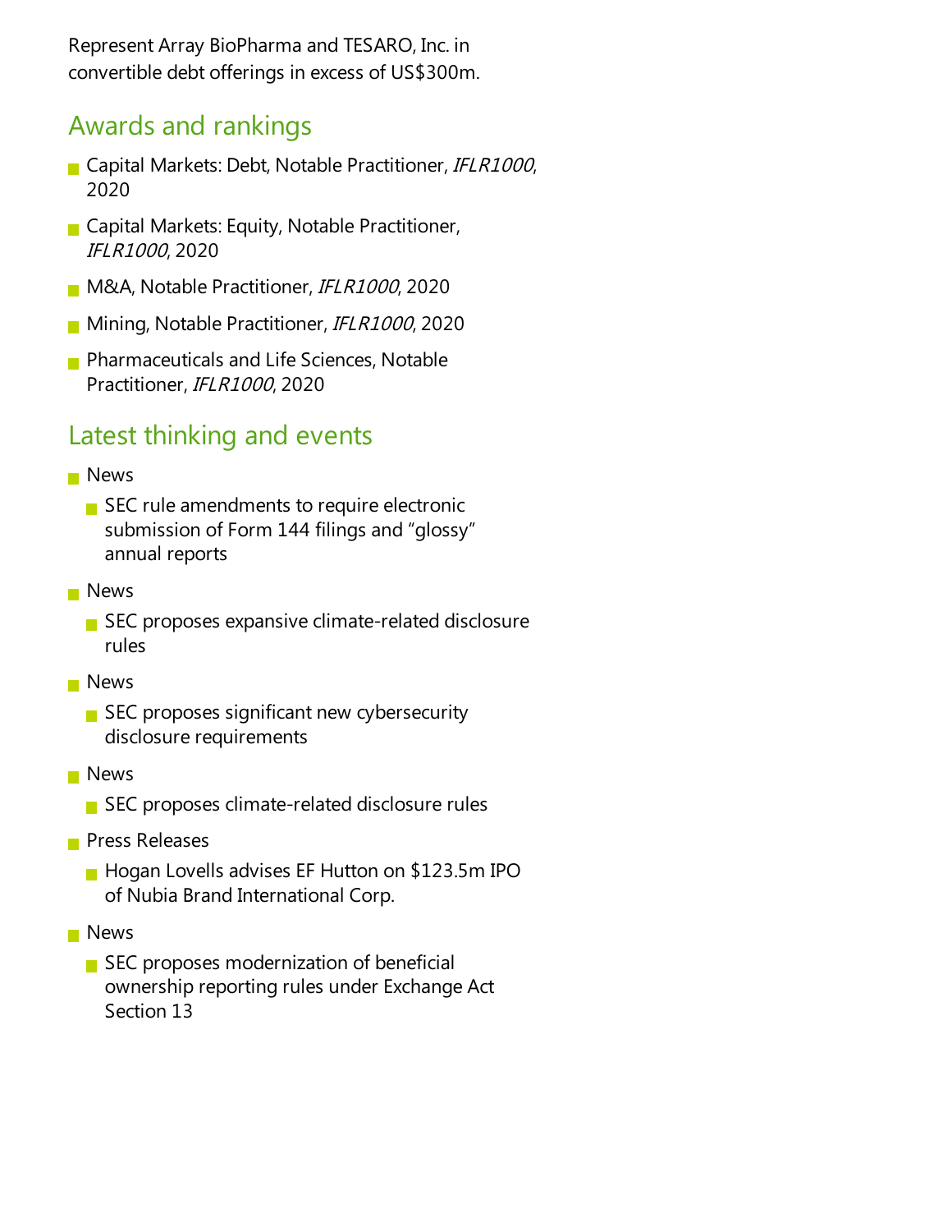Represent Array BioPharma and TESARO, Inc. in convertible debt offerings in excess of US$300m.

## Awards and rankings

- Capital Markets: Debt, Notable Practitioner, *IFLR1000*, 2020
- Capital Markets: Equity, Notable Practitioner, *IFLR1000*, 2020
- M&A, Notable Practitioner, *IFLR1000*, 2020
- Mining, Notable Practitioner, *IFLR1000*, 2020
- Pharmaceuticals and Life Sciences, Notable Practitioner, *IFLR1000*, 2020

## Latest thinking and events

- News
  - SEC rule amendments to require electronic submission of Form 144 filings and "glossy" annual reports
- News
  - SEC proposes expansive climate-related disclosure rules
- News
  - SEC proposes significant new cybersecurity disclosure requirements
- News
  - SEC proposes climate-related disclosure rules
- Press Releases
  - Hogan Lovells advises EF Hutton on $123.5m IPO of Nubia Brand International Corp.
- News
  - SEC proposes modernization of beneficial ownership reporting rules under Exchange Act Section 13